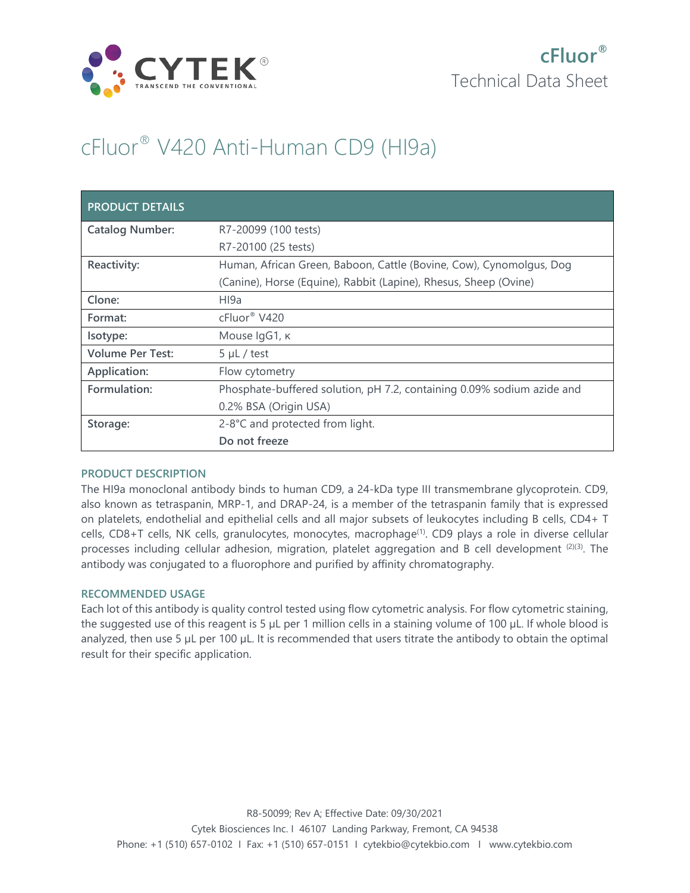cFluor®
Technical Data Sheet

# cFluor® V420 Anti-Human CD9 (HI9a)

| PRODUCT DETAILS | |
|---|---|
| **Catalog Number:** | R7-20099 (100 tests)<br>R7-20100 (25 tests) |
| **Reactivity:** | Human, African Green, Baboon, Cattle (Bovine, Cow), Cynomolgus, Dog (Canine), Horse (Equine), Rabbit (Lapine), Rhesus, Sheep (Ovine) |
| **Clone:** | HI9a |
| **Format:** | cFluor® V420 |
| **Isotype:** | Mouse IgG1, κ |
| **Volume Per Test:** | 5 µL / test |
| **Application:** | Flow cytometry |
| **Formulation:** | Phosphate-buffered solution, pH 7.2, containing 0.09% sodium azide and 0.2% BSA (Origin USA) |
| **Storage:** | 2-8°C and protected from light.<br>**Do not freeze** |

## PRODUCT DESCRIPTION

The HI9a monoclonal antibody binds to human CD9, a 24-kDa type III transmembrane glycoprotein. CD9, also known as tetraspanin, MRP-1, and DRAP-24, is a member of the tetraspanin family that is expressed on platelets, endothelial and epithelial cells and all major subsets of leukocytes including B cells, CD4+ T cells, CD8+T cells, NK cells, granulocytes, monocytes, macrophage[1]. CD9 plays a role in diverse cellular processes including cellular adhesion, migration, platelet aggregation and B cell development [2][3]. The antibody was conjugated to a fluorophore and purified by affinity chromatography.

## RECOMMENDED USAGE

Each lot of this antibody is quality control tested using flow cytometric analysis. For flow cytometric staining, the suggested use of this reagent is 5 µL per 1 million cells in a staining volume of 100 µL. If whole blood is analyzed, then use 5 µL per 100 µL. It is recommended that users titrate the antibody to obtain the optimal result for their specific application.

R8-50099; Rev A; Effective Date: 09/30/2021
Cytek Biosciences Inc. I 46107 Landing Parkway, Fremont, CA 94538
Phone: +1 (510) 657-0102 I Fax: +1 (510) 657-0151 I cytekbio@cytekbio.com I www.cytekbio.com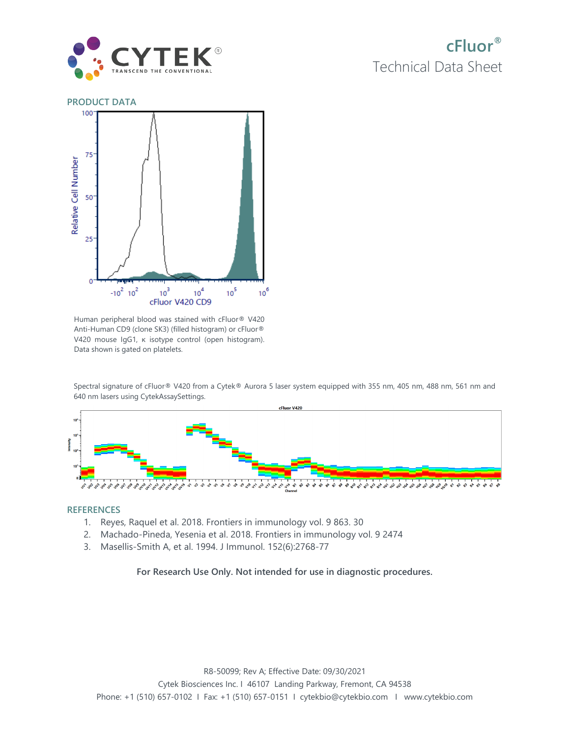## PRODUCT DATA

100
75
50
25
0
Relative Cell Number
$-10^2$ $10^2$ $10^3$ $10^4$ $10^5$ $10^6$
cFluor V420 CD9

Human peripheral blood was stained with cFluor® V420 Anti-Human CD9 (clone SK3) (filled histogram) or cFluor® V420 mouse IgG1, κ isotype control (open histogram). Data shown is gated on platelets.

Spectral signature of cFluor® V420 from a Cytek® Aurora 5 laser system equipped with 355 nm, 405 nm, 488 nm, 561 nm and 640 nm lasers using CytekAssaySettings.

cFluor V420
Intensity
Channel

## REFERENCES

1. Reyes, Raquel et al. 2018. Frontiers in immunology vol. 9 863. 30
2. Machado-Pineda, Yesenia et al. 2018. Frontiers in immunology vol. 9 2474
3. Masellis-Smith A, et al. 1994. J Immunol. 152(6):2768-77

**For Research Use Only. Not intended for use in diagnostic procedures.**

R8-50099; Rev A; Effective Date: 09/30/2021
Cytek Biosciences Inc. I 46107 Landing Parkway, Fremont, CA 94538
Phone: +1 (510) 657-0102 I Fax: +1 (510) 657-0151 I cytekbio@cytekbio.com I www.cytekbio.com